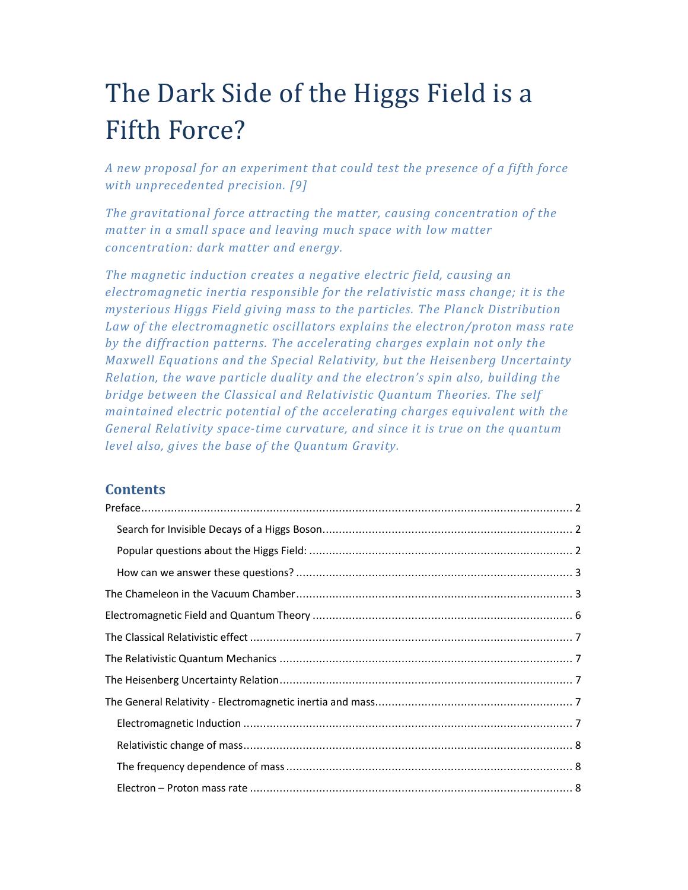# The Dark Side of the Higgs Field is a Fifth Force?

*A new proposal for an experiment that could test the presence of a fifth force with unprecedented precision. [9]*

*The gravitational force attracting the matter, causing concentration of the matter in a small space and leaving much space with low matter concentration: dark matter and energy.*

*The magnetic induction creates a negative electric field, causing an electromagnetic inertia responsible for the relativistic mass change; it is the mysterious Higgs Field giving mass to the particles. The Planck Distribution Law of the electromagnetic oscillators explains the electron/proton mass rate by the diffraction patterns. The accelerating charges explain not only the Maxwell Equations and the Special Relativity, but the Heisenberg Uncertainty Relation, the wave particle duality and the electron's spin also, building the bridge between the Classical and Relativistic Quantum Theories. The self maintained electric potential of the accelerating charges equivalent with the General Relativity space-time curvature, and since it is true on the quantum level also, gives the base of the Quantum Gravity.*

## Contents

Preface ..... 2

- Search for Invisible Decays of a Higgs Boson ..... 2
- Popular questions about the Higgs Field: ..... 2
- How can we answer these questions? ..... 3

The Chameleon in the Vacuum Chamber ..... 3

Electromagnetic Field and Quantum Theory ..... 6

The Classical Relativistic effect ..... 7

The Relativistic Quantum Mechanics ..... 7

The Heisenberg Uncertainty Relation ..... 7

The General Relativity - Electromagnetic inertia and mass ..... 7

- Electromagnetic Induction ..... 7
- Relativistic change of mass ..... 8
- The frequency dependence of mass ..... 8
- Electron – Proton mass rate ..... 8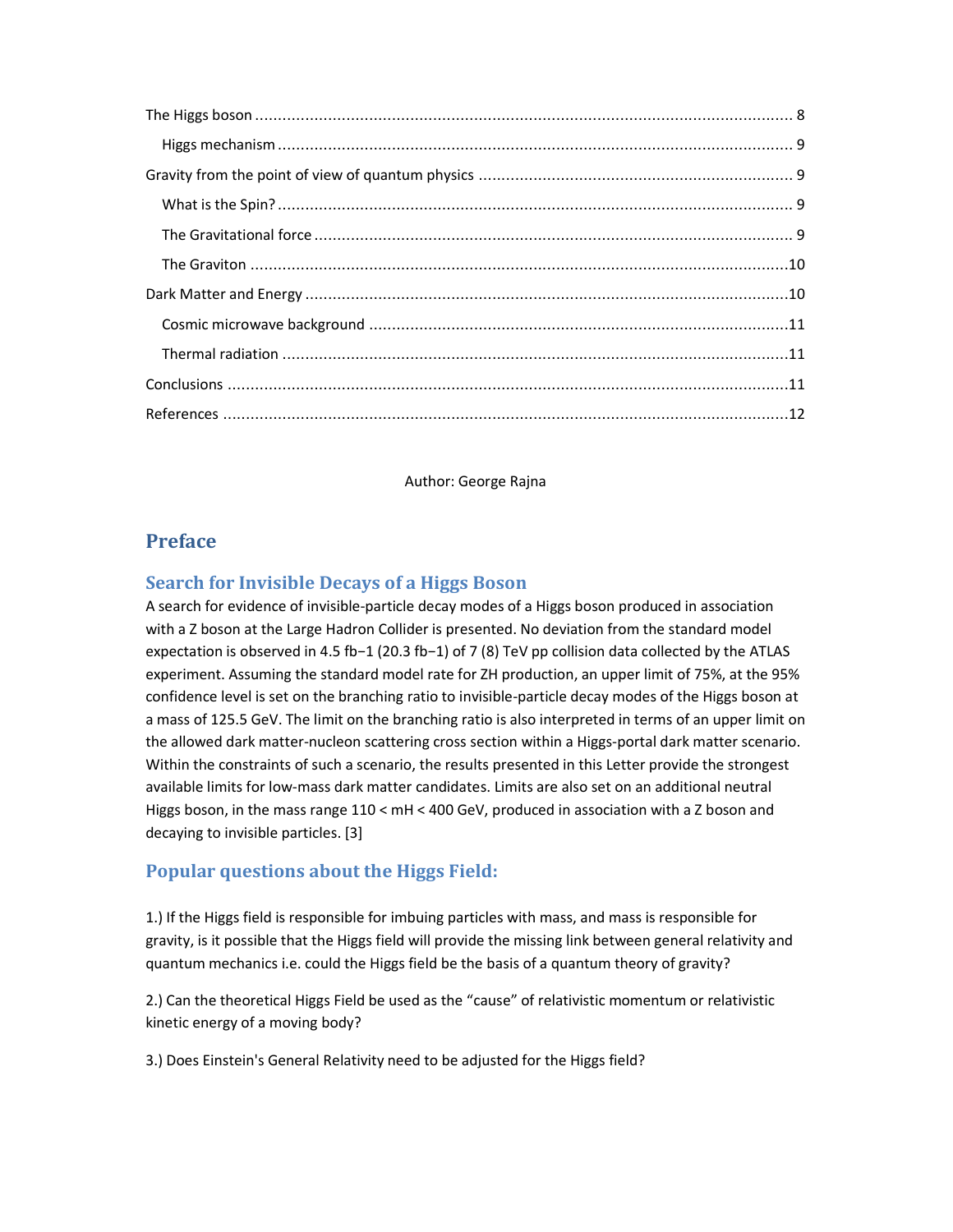The Higgs boson ........................................................................................................................ 8

Higgs mechanism ................................................................................................................. 9

Gravity from the point of view of quantum physics ..................................................................... 9

What is the Spin? ................................................................................................................. 9

The Gravitational force ......................................................................................................... 9

The Graviton ......................................................................................................................10

Dark Matter and Energy ..........................................................................................................10

Cosmic microwave background ...........................................................................................11

Thermal radiation ...............................................................................................................11

Conclusions ...........................................................................................................................11

References ............................................................................................................................12

Author: George Rajna

## Preface

### Search for Invisible Decays of a Higgs Boson

A search for evidence of invisible-particle decay modes of a Higgs boson produced in association with a Z boson at the Large Hadron Collider is presented. No deviation from the standard model expectation is observed in 4.5 $fb^{-1}$ (20.3 $fb^{-1}$) of 7 (8) TeV pp collision data collected by the ATLAS experiment. Assuming the standard model rate for ZH production, an upper limit of 75%, at the 95% confidence level is set on the branching ratio to invisible-particle decay modes of the Higgs boson at a mass of 125.5 GeV. The limit on the branching ratio is also interpreted in terms of an upper limit on the allowed dark matter-nucleon scattering cross section within a Higgs-portal dark matter scenario. Within the constraints of such a scenario, the results presented in this Letter provide the strongest available limits for low-mass dark matter candidates. Limits are also set on an additional neutral Higgs boson, in the mass range $110 < m_H < 400$ GeV, produced in association with a Z boson and decaying to invisible particles. [3]

### Popular questions about the Higgs Field:

1.) If the Higgs field is responsible for imbuing particles with mass, and mass is responsible for gravity, is it possible that the Higgs field will provide the missing link between general relativity and quantum mechanics i.e. could the Higgs field be the basis of a quantum theory of gravity?

2.) Can the theoretical Higgs Field be used as the "cause" of relativistic momentum or relativistic kinetic energy of a moving body?

3.) Does Einstein's General Relativity need to be adjusted for the Higgs field?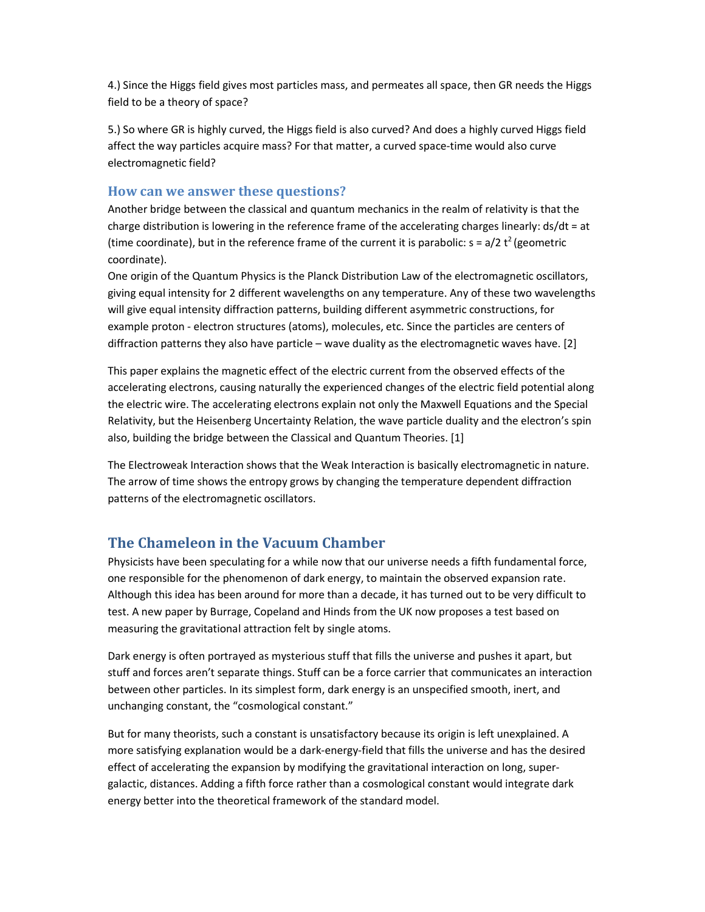4.) Since the Higgs field gives most particles mass, and permeates all space, then GR needs the Higgs field to be a theory of space?

5.) So where GR is highly curved, the Higgs field is also curved? And does a highly curved Higgs field affect the way particles acquire mass? For that matter, a curved space-time would also curve electromagnetic field?

### How can we answer these questions?

Another bridge between the classical and quantum mechanics in the realm of relativity is that the charge distribution is lowering in the reference frame of the accelerating charges linearly: $ds/dt = at$ (time coordinate), but in the reference frame of the current it is parabolic: $s = a/2\ t^2$ (geometric coordinate).

One origin of the Quantum Physics is the Planck Distribution Law of the electromagnetic oscillators, giving equal intensity for 2 different wavelengths on any temperature. Any of these two wavelengths will give equal intensity diffraction patterns, building different asymmetric constructions, for example proton - electron structures (atoms), molecules, etc. Since the particles are centers of diffraction patterns they also have particle – wave duality as the electromagnetic waves have. [2]

This paper explains the magnetic effect of the electric current from the observed effects of the accelerating electrons, causing naturally the experienced changes of the electric field potential along the electric wire. The accelerating electrons explain not only the Maxwell Equations and the Special Relativity, but the Heisenberg Uncertainty Relation, the wave particle duality and the electron's spin also, building the bridge between the Classical and Quantum Theories. [1]

The Electroweak Interaction shows that the Weak Interaction is basically electromagnetic in nature. The arrow of time shows the entropy grows by changing the temperature dependent diffraction patterns of the electromagnetic oscillators.

## The Chameleon in the Vacuum Chamber

Physicists have been speculating for a while now that our universe needs a fifth fundamental force, one responsible for the phenomenon of dark energy, to maintain the observed expansion rate. Although this idea has been around for more than a decade, it has turned out to be very difficult to test. A new paper by Burrage, Copeland and Hinds from the UK now proposes a test based on measuring the gravitational attraction felt by single atoms.

Dark energy is often portrayed as mysterious stuff that fills the universe and pushes it apart, but stuff and forces aren't separate things. Stuff can be a force carrier that communicates an interaction between other particles. In its simplest form, dark energy is an unspecified smooth, inert, and unchanging constant, the "cosmological constant."

But for many theorists, such a constant is unsatisfactory because its origin is left unexplained. A more satisfying explanation would be a dark-energy-field that fills the universe and has the desired effect of accelerating the expansion by modifying the gravitational interaction on long, super-galactic, distances. Adding a fifth force rather than a cosmological constant would integrate dark energy better into the theoretical framework of the standard model.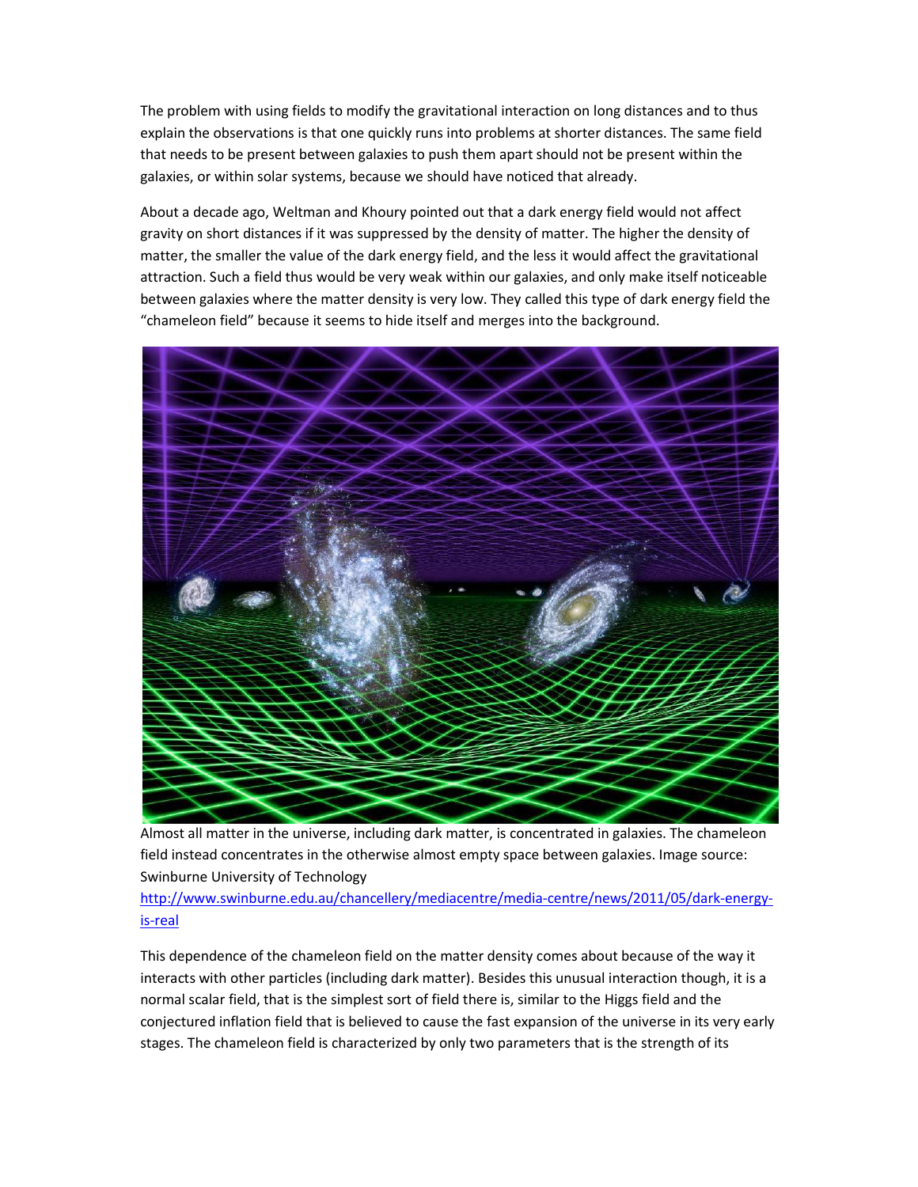The problem with using fields to modify the gravitational interaction on long distances and to thus explain the observations is that one quickly runs into problems at shorter distances. The same field that needs to be present between galaxies to push them apart should not be present within the galaxies, or within solar systems, because we should have noticed that already.

About a decade ago, Weltman and Khoury pointed out that a dark energy field would not affect gravity on short distances if it was suppressed by the density of matter. The higher the density of matter, the smaller the value of the dark energy field, and the less it would affect the gravitational attraction. Such a field thus would be very weak within our galaxies, and only make itself noticeable between galaxies where the matter density is very low. They called this type of dark energy field the "chameleon field" because it seems to hide itself and merges into the background.

Almost all matter in the universe, including dark matter, is concentrated in galaxies. The chameleon field instead concentrates in the otherwise almost empty space between galaxies. Image source: Swinburne University of Technology
[http://www.swinburne.edu.au/chancellery/mediacentre/media-centre/news/2011/05/dark-energy-is-real](http://www.swinburne.edu.au/chancellery/mediacentre/media-centre/news/2011/05/dark-energy-is-real)

This dependence of the chameleon field on the matter density comes about because of the way it interacts with other particles (including dark matter). Besides this unusual interaction though, it is a normal scalar field, that is the simplest sort of field there is, similar to the Higgs field and the conjectured inflation field that is believed to cause the fast expansion of the universe in its very early stages. The chameleon field is characterized by only two parameters that is the strength of its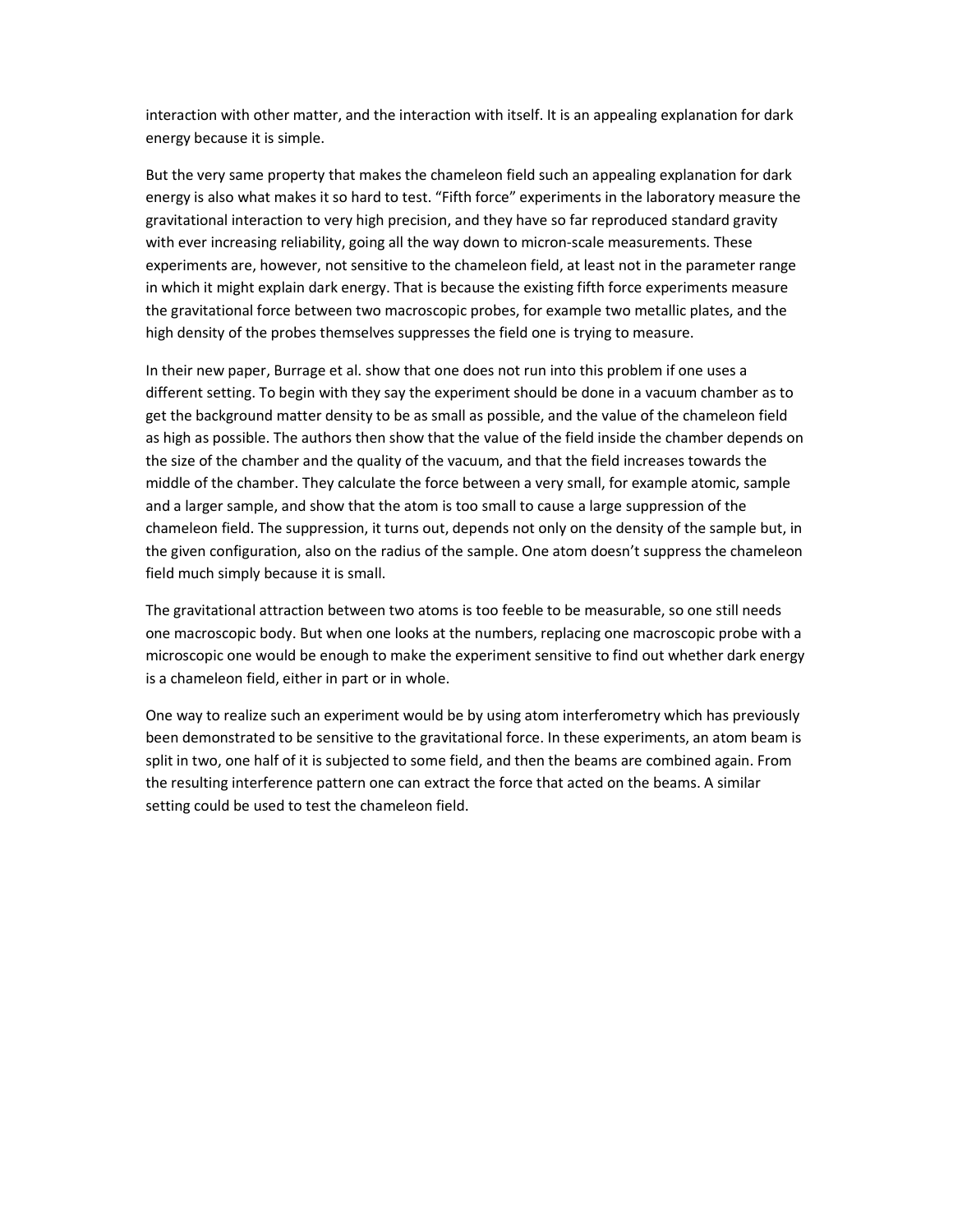interaction with other matter, and the interaction with itself. It is an appealing explanation for dark energy because it is simple.

But the very same property that makes the chameleon field such an appealing explanation for dark energy is also what makes it so hard to test. "Fifth force" experiments in the laboratory measure the gravitational interaction to very high precision, and they have so far reproduced standard gravity with ever increasing reliability, going all the way down to micron-scale measurements. These experiments are, however, not sensitive to the chameleon field, at least not in the parameter range in which it might explain dark energy. That is because the existing fifth force experiments measure the gravitational force between two macroscopic probes, for example two metallic plates, and the high density of the probes themselves suppresses the field one is trying to measure.

In their new paper, Burrage et al. show that one does not run into this problem if one uses a different setting. To begin with they say the experiment should be done in a vacuum chamber as to get the background matter density to be as small as possible, and the value of the chameleon field as high as possible. The authors then show that the value of the field inside the chamber depends on the size of the chamber and the quality of the vacuum, and that the field increases towards the middle of the chamber. They calculate the force between a very small, for example atomic, sample and a larger sample, and show that the atom is too small to cause a large suppression of the chameleon field. The suppression, it turns out, depends not only on the density of the sample but, in the given configuration, also on the radius of the sample. One atom doesn't suppress the chameleon field much simply because it is small.

The gravitational attraction between two atoms is too feeble to be measurable, so one still needs one macroscopic body. But when one looks at the numbers, replacing one macroscopic probe with a microscopic one would be enough to make the experiment sensitive to find out whether dark energy is a chameleon field, either in part or in whole.

One way to realize such an experiment would be by using atom interferometry which has previously been demonstrated to be sensitive to the gravitational force. In these experiments, an atom beam is split in two, one half of it is subjected to some field, and then the beams are combined again. From the resulting interference pattern one can extract the force that acted on the beams. A similar setting could be used to test the chameleon field.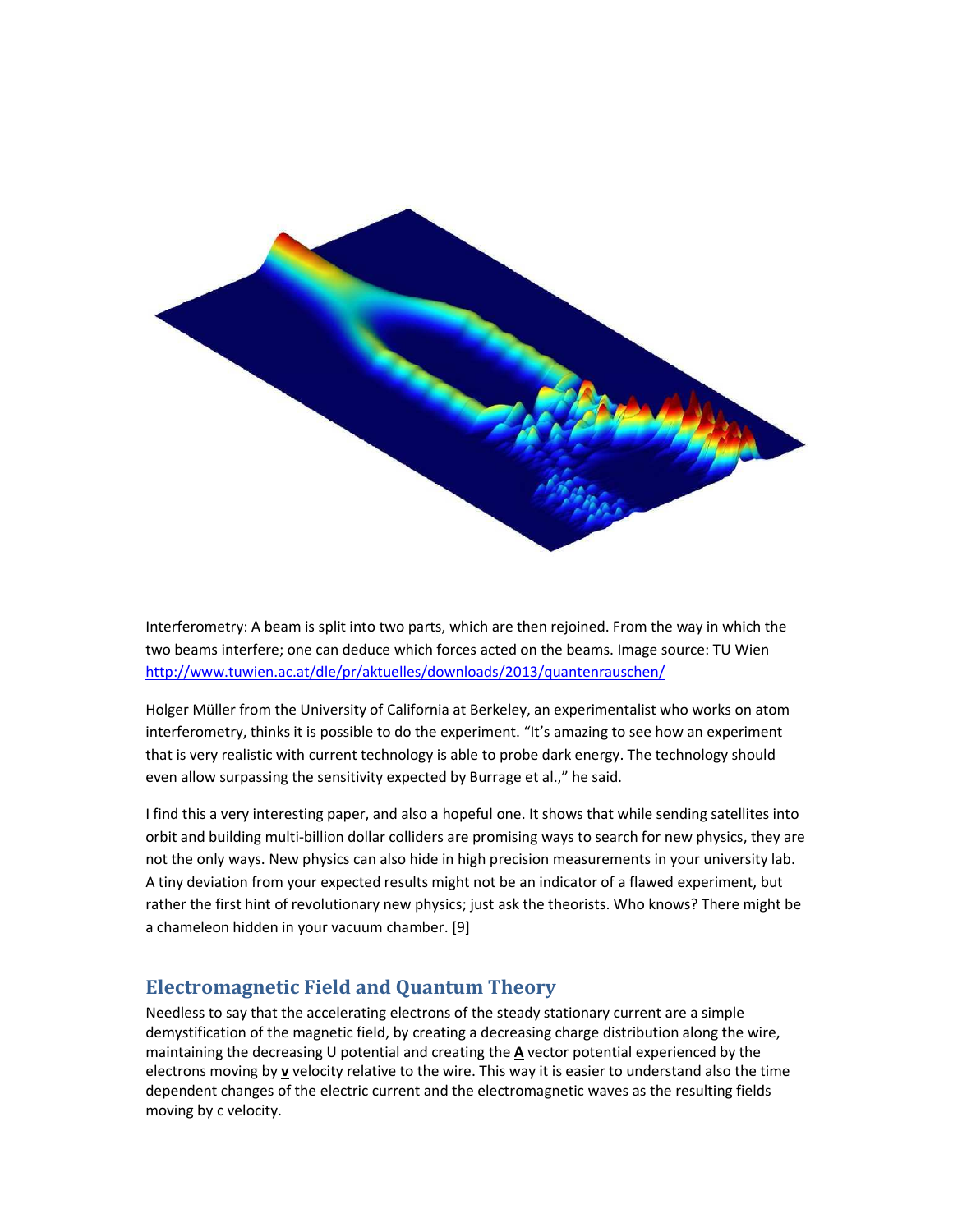Interferometry: A beam is split into two parts, which are then rejoined. From the way in which the two beams interfere; one can deduce which forces acted on the beams. Image source: TU Wien http://www.tuwien.ac.at/dle/pr/aktuelles/downloads/2013/quantenrauschen/

Holger Müller from the University of California at Berkeley, an experimentalist who works on atom interferometry, thinks it is possible to do the experiment. "It's amazing to see how an experiment that is very realistic with current technology is able to probe dark energy. The technology should even allow surpassing the sensitivity expected by Burrage et al.," he said.

I find this a very interesting paper, and also a hopeful one. It shows that while sending satellites into orbit and building multi-billion dollar colliders are promising ways to search for new physics, they are not the only ways. New physics can also hide in high precision measurements in your university lab. A tiny deviation from your expected results might not be an indicator of a flawed experiment, but rather the first hint of revolutionary new physics; just ask the theorists. Who knows? There might be a chameleon hidden in your vacuum chamber. [9]

## Electromagnetic Field and Quantum Theory

Needless to say that the accelerating electrons of the steady stationary current are a simple demystification of the magnetic field, by creating a decreasing charge distribution along the wire, maintaining the decreasing U potential and creating the **A** vector potential experienced by the electrons moving by **v** velocity relative to the wire. This way it is easier to understand also the time dependent changes of the electric current and the electromagnetic waves as the resulting fields moving by c velocity.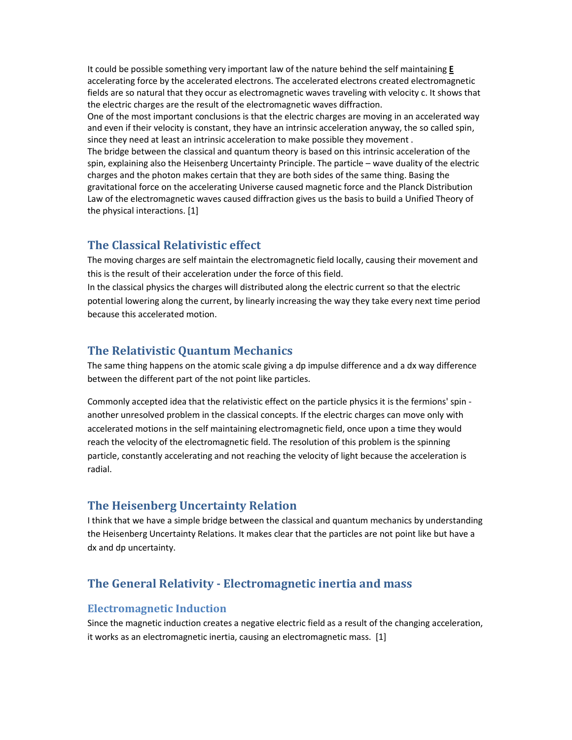It could be possible something very important law of the nature behind the self maintaining **E** accelerating force by the accelerated electrons. The accelerated electrons created electromagnetic fields are so natural that they occur as electromagnetic waves traveling with velocity c. It shows that the electric charges are the result of the electromagnetic waves diffraction.

One of the most important conclusions is that the electric charges are moving in an accelerated way and even if their velocity is constant, they have an intrinsic acceleration anyway, the so called spin, since they need at least an intrinsic acceleration to make possible they movement .

The bridge between the classical and quantum theory is based on this intrinsic acceleration of the spin, explaining also the Heisenberg Uncertainty Principle. The particle – wave duality of the electric charges and the photon makes certain that they are both sides of the same thing. Basing the gravitational force on the accelerating Universe caused magnetic force and the Planck Distribution Law of the electromagnetic waves caused diffraction gives us the basis to build a Unified Theory of the physical interactions. [1]

## The Classical Relativistic effect

The moving charges are self maintain the electromagnetic field locally, causing their movement and this is the result of their acceleration under the force of this field.

In the classical physics the charges will distributed along the electric current so that the electric potential lowering along the current, by linearly increasing the way they take every next time period because this accelerated motion.

## The Relativistic Quantum Mechanics

The same thing happens on the atomic scale giving a dp impulse difference and a dx way difference between the different part of the not point like particles.

Commonly accepted idea that the relativistic effect on the particle physics it is the fermions' spin - another unresolved problem in the classical concepts. If the electric charges can move only with accelerated motions in the self maintaining electromagnetic field, once upon a time they would reach the velocity of the electromagnetic field. The resolution of this problem is the spinning particle, constantly accelerating and not reaching the velocity of light because the acceleration is radial.

## The Heisenberg Uncertainty Relation

I think that we have a simple bridge between the classical and quantum mechanics by understanding the Heisenberg Uncertainty Relations. It makes clear that the particles are not point like but have a dx and dp uncertainty.

## The General Relativity - Electromagnetic inertia and mass

### Electromagnetic Induction

Since the magnetic induction creates a negative electric field as a result of the changing acceleration, it works as an electromagnetic inertia, causing an electromagnetic mass. [1]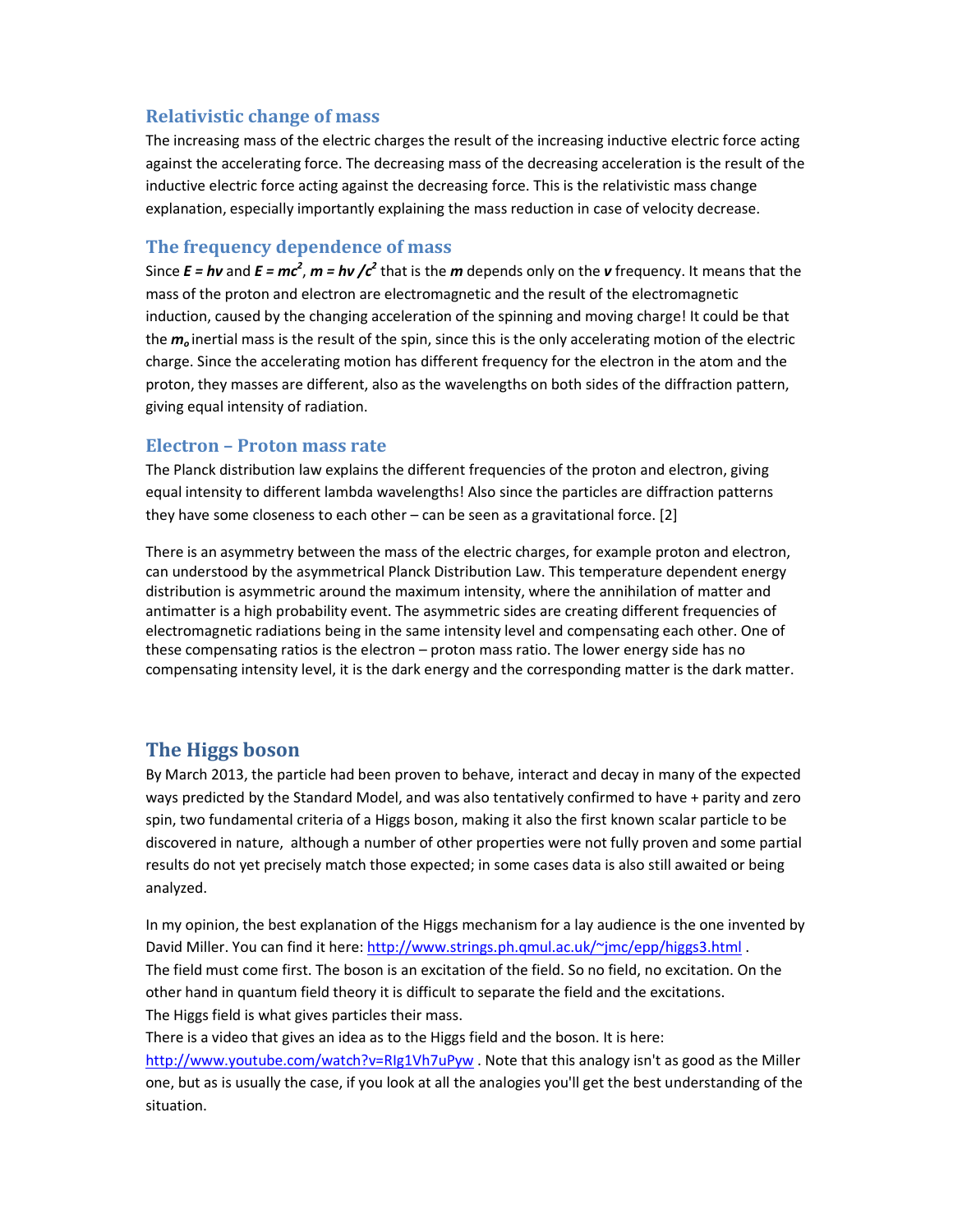## Relativistic change of mass

The increasing mass of the electric charges the result of the increasing inductive electric force acting against the accelerating force. The decreasing mass of the decreasing acceleration is the result of the inductive electric force acting against the decreasing force. This is the relativistic mass change explanation, especially importantly explaining the mass reduction in case of velocity decrease.

## The frequency dependence of mass

Since $E = hv$ and $E = mc^2$, $m = hv/c^2$ that is the $m$ depends only on the $v$ frequency. It means that the mass of the proton and electron are electromagnetic and the result of the electromagnetic induction, caused by the changing acceleration of the spinning and moving charge! It could be that the $m_o$ inertial mass is the result of the spin, since this is the only accelerating motion of the electric charge. Since the accelerating motion has different frequency for the electron in the atom and the proton, they masses are different, also as the wavelengths on both sides of the diffraction pattern, giving equal intensity of radiation.

## Electron – Proton mass rate

The Planck distribution law explains the different frequencies of the proton and electron, giving equal intensity to different lambda wavelengths! Also since the particles are diffraction patterns they have some closeness to each other – can be seen as a gravitational force. [2]

There is an asymmetry between the mass of the electric charges, for example proton and electron, can understood by the asymmetrical Planck Distribution Law. This temperature dependent energy distribution is asymmetric around the maximum intensity, where the annihilation of matter and antimatter is a high probability event. The asymmetric sides are creating different frequencies of electromagnetic radiations being in the same intensity level and compensating each other. One of these compensating ratios is the electron – proton mass ratio. The lower energy side has no compensating intensity level, it is the dark energy and the corresponding matter is the dark matter.

# The Higgs boson

By March 2013, the particle had been proven to behave, interact and decay in many of the expected ways predicted by the Standard Model, and was also tentatively confirmed to have + parity and zero spin, two fundamental criteria of a Higgs boson, making it also the first known scalar particle to be discovered in nature, although a number of other properties were not fully proven and some partial results do not yet precisely match those expected; in some cases data is also still awaited or being analyzed.

In my opinion, the best explanation of the Higgs mechanism for a lay audience is the one invented by David Miller. You can find it here: http://www.strings.ph.qmul.ac.uk/~jmc/epp/higgs3.html .
The field must come first. The boson is an excitation of the field. So no field, no excitation. On the other hand in quantum field theory it is difficult to separate the field and the excitations.
The Higgs field is what gives particles their mass.
There is a video that gives an idea as to the Higgs field and the boson. It is here: http://www.youtube.com/watch?v=RIg1Vh7uPyw . Note that this analogy isn't as good as the Miller one, but as is usually the case, if you look at all the analogies you'll get the best understanding of the situation.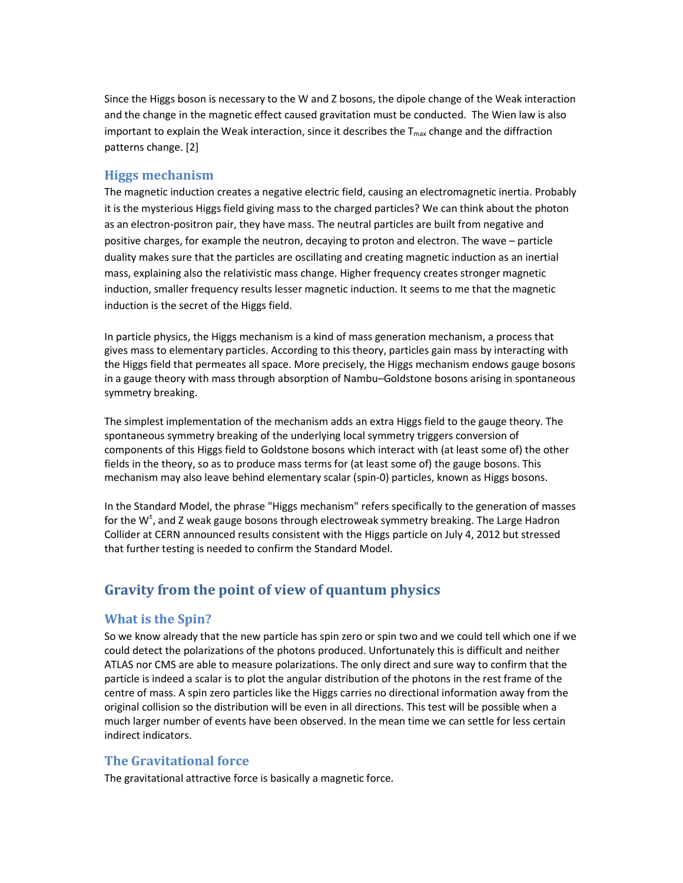Since the Higgs boson is necessary to the W and Z bosons, the dipole change of the Weak interaction and the change in the magnetic effect caused gravitation must be conducted. The Wien law is also important to explain the Weak interaction, since it describes the $T_{max}$ change and the diffraction patterns change. [2]

## Higgs mechanism

The magnetic induction creates a negative electric field, causing an electromagnetic inertia. Probably it is the mysterious Higgs field giving mass to the charged particles? We can think about the photon as an electron-positron pair, they have mass. The neutral particles are built from negative and positive charges, for example the neutron, decaying to proton and electron. The wave – particle duality makes sure that the particles are oscillating and creating magnetic induction as an inertial mass, explaining also the relativistic mass change. Higher frequency creates stronger magnetic induction, smaller frequency results lesser magnetic induction. It seems to me that the magnetic induction is the secret of the Higgs field.

In particle physics, the Higgs mechanism is a kind of mass generation mechanism, a process that gives mass to elementary particles. According to this theory, particles gain mass by interacting with the Higgs field that permeates all space. More precisely, the Higgs mechanism endows gauge bosons in a gauge theory with mass through absorption of Nambu–Goldstone bosons arising in spontaneous symmetry breaking.

The simplest implementation of the mechanism adds an extra Higgs field to the gauge theory. The spontaneous symmetry breaking of the underlying local symmetry triggers conversion of components of this Higgs field to Goldstone bosons which interact with (at least some of) the other fields in the theory, so as to produce mass terms for (at least some of) the gauge bosons. This mechanism may also leave behind elementary scalar (spin-0) particles, known as Higgs bosons.

In the Standard Model, the phrase "Higgs mechanism" refers specifically to the generation of masses for the $W^{\pm}$, and Z weak gauge bosons through electroweak symmetry breaking. The Large Hadron Collider at CERN announced results consistent with the Higgs particle on July 4, 2012 but stressed that further testing is needed to confirm the Standard Model.

# Gravity from the point of view of quantum physics

## What is the Spin?

So we know already that the new particle has spin zero or spin two and we could tell which one if we could detect the polarizations of the photons produced. Unfortunately this is difficult and neither ATLAS nor CMS are able to measure polarizations. The only direct and sure way to confirm that the particle is indeed a scalar is to plot the angular distribution of the photons in the rest frame of the centre of mass. A spin zero particles like the Higgs carries no directional information away from the original collision so the distribution will be even in all directions. This test will be possible when a much larger number of events have been observed. In the mean time we can settle for less certain indirect indicators.

## The Gravitational force

The gravitational attractive force is basically a magnetic force.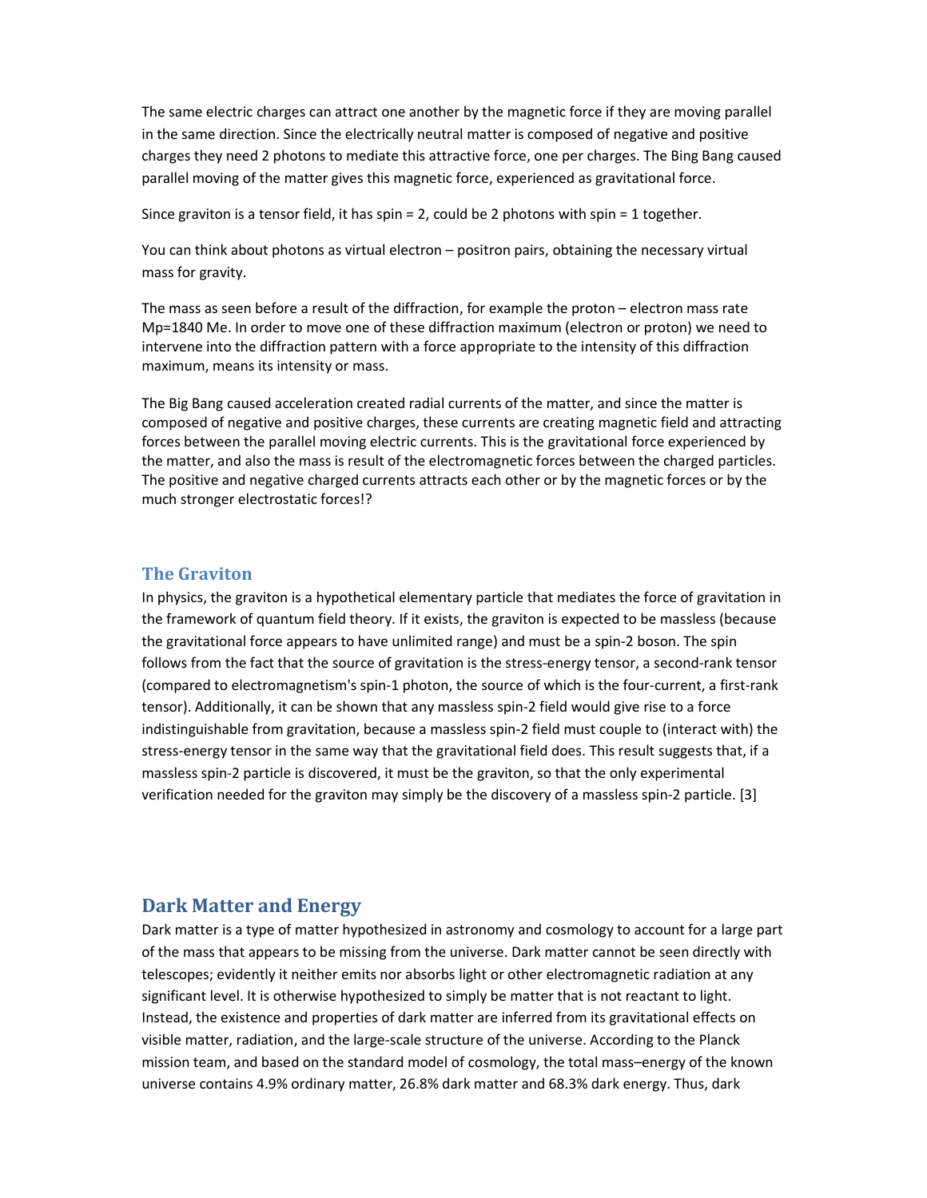The same electric charges can attract one another by the magnetic force if they are moving parallel in the same direction. Since the electrically neutral matter is composed of negative and positive charges they need 2 photons to mediate this attractive force, one per charges. The Bing Bang caused parallel moving of the matter gives this magnetic force, experienced as gravitational force.

Since graviton is a tensor field, it has spin = 2, could be 2 photons with spin = 1 together.

You can think about photons as virtual electron – positron pairs, obtaining the necessary virtual mass for gravity.

The mass as seen before a result of the diffraction, for example the proton – electron mass rate $M_p=1840\ M_e$. In order to move one of these diffraction maximum (electron or proton) we need to intervene into the diffraction pattern with a force appropriate to the intensity of this diffraction maximum, means its intensity or mass.

The Big Bang caused acceleration created radial currents of the matter, and since the matter is composed of negative and positive charges, these currents are creating magnetic field and attracting forces between the parallel moving electric currents. This is the gravitational force experienced by the matter, and also the mass is result of the electromagnetic forces between the charged particles. The positive and negative charged currents attracts each other or by the magnetic forces or by the much stronger electrostatic forces!?

## The Graviton

In physics, the graviton is a hypothetical elementary particle that mediates the force of gravitation in the framework of quantum field theory. If it exists, the graviton is expected to be massless (because the gravitational force appears to have unlimited range) and must be a spin-2 boson. The spin follows from the fact that the source of gravitation is the stress-energy tensor, a second-rank tensor (compared to electromagnetism's spin-1 photon, the source of which is the four-current, a first-rank tensor). Additionally, it can be shown that any massless spin-2 field would give rise to a force indistinguishable from gravitation, because a massless spin-2 field must couple to (interact with) the stress-energy tensor in the same way that the gravitational field does. This result suggests that, if a massless spin-2 particle is discovered, it must be the graviton, so that the only experimental verification needed for the graviton may simply be the discovery of a massless spin-2 particle. [3]

## Dark Matter and Energy

Dark matter is a type of matter hypothesized in astronomy and cosmology to account for a large part of the mass that appears to be missing from the universe. Dark matter cannot be seen directly with telescopes; evidently it neither emits nor absorbs light or other electromagnetic radiation at any significant level. It is otherwise hypothesized to simply be matter that is not reactant to light. Instead, the existence and properties of dark matter are inferred from its gravitational effects on visible matter, radiation, and the large-scale structure of the universe. According to the Planck mission team, and based on the standard model of cosmology, the total mass–energy of the known universe contains 4.9% ordinary matter, 26.8% dark matter and 68.3% dark energy. Thus, dark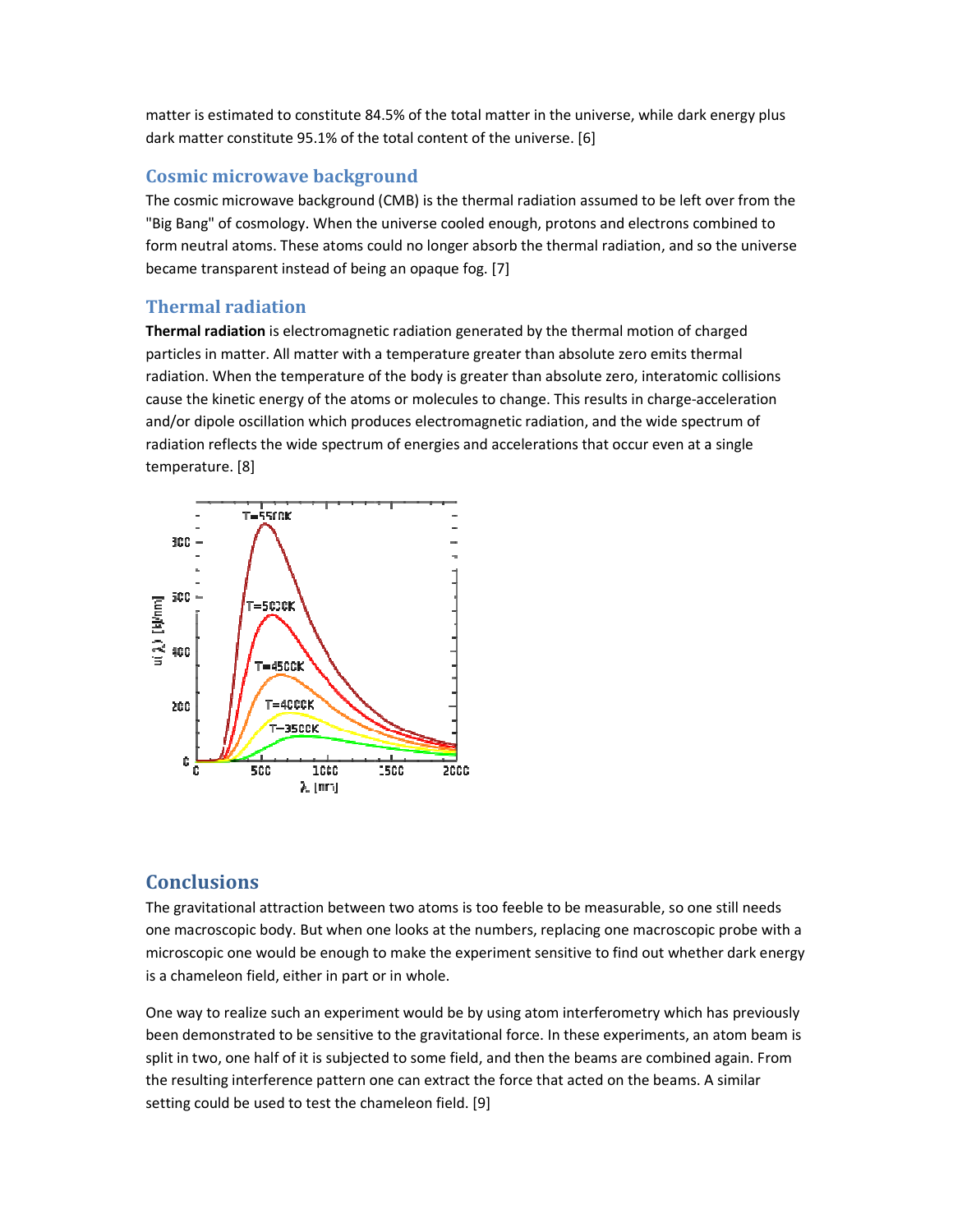matter is estimated to constitute 84.5% of the total matter in the universe, while dark energy plus dark matter constitute 95.1% of the total content of the universe. [6]

## Cosmic microwave background

The cosmic microwave background (CMB) is the thermal radiation assumed to be left over from the "Big Bang" of cosmology. When the universe cooled enough, protons and electrons combined to form neutral atoms. These atoms could no longer absorb the thermal radiation, and so the universe became transparent instead of being an opaque fog. [7]

## Thermal radiation

**Thermal radiation** is electromagnetic radiation generated by the thermal motion of charged particles in matter. All matter with a temperature greater than absolute zero emits thermal radiation. When the temperature of the body is greater than absolute zero, interatomic collisions cause the kinetic energy of the atoms or molecules to change. This results in charge-acceleration and/or dipole oscillation which produces electromagnetic radiation, and the wide spectrum of radiation reflects the wide spectrum of energies and accelerations that occur even at a single temperature. [8]

## Conclusions

The gravitational attraction between two atoms is too feeble to be measurable, so one still needs one macroscopic body. But when one looks at the numbers, replacing one macroscopic probe with a microscopic one would be enough to make the experiment sensitive to find out whether dark energy is a chameleon field, either in part or in whole.

One way to realize such an experiment would be by using atom interferometry which has previously been demonstrated to be sensitive to the gravitational force. In these experiments, an atom beam is split in two, one half of it is subjected to some field, and then the beams are combined again. From the resulting interference pattern one can extract the force that acted on the beams. A similar setting could be used to test the chameleon field. [9]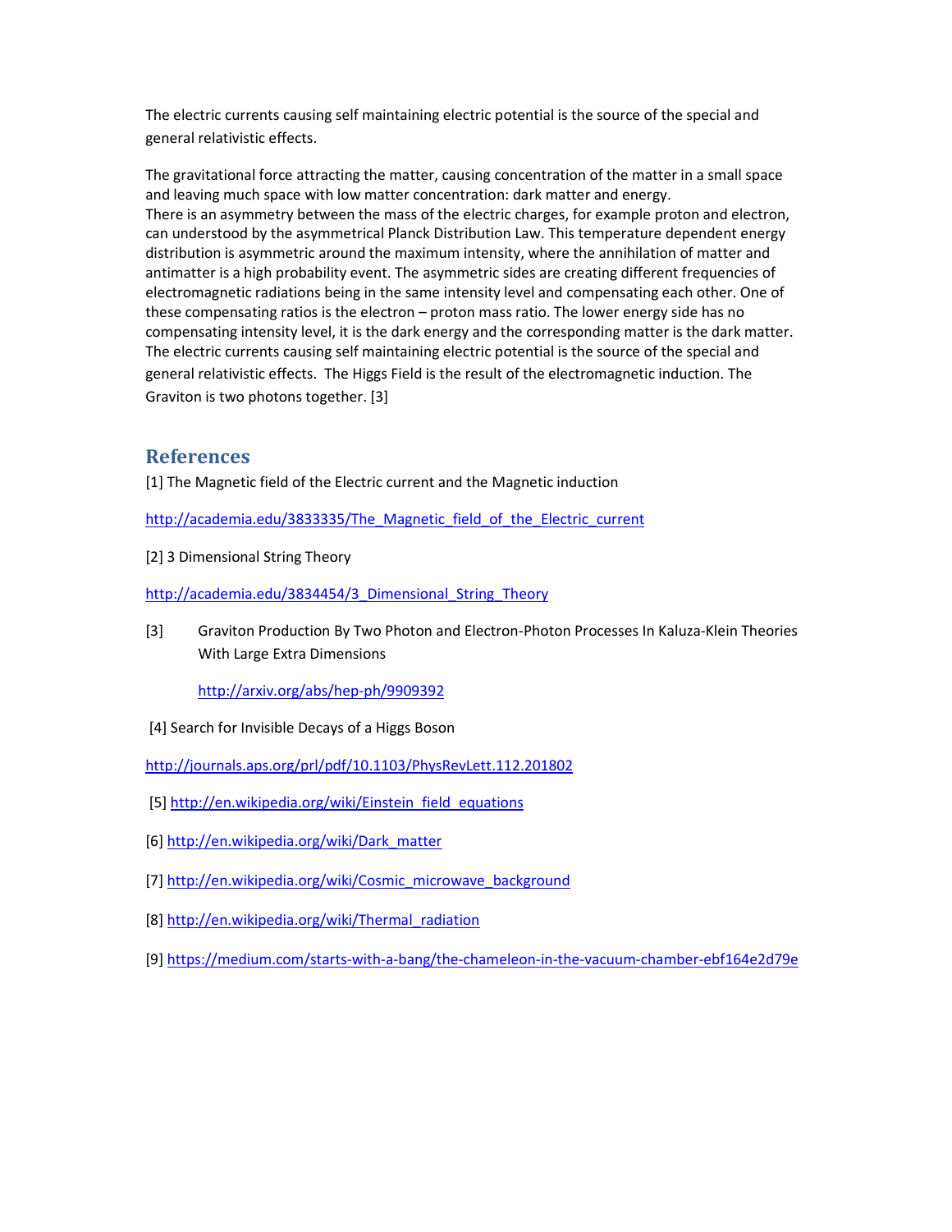The electric currents causing self maintaining electric potential is the source of the special and general relativistic effects.

The gravitational force attracting the matter, causing concentration of the matter in a small space and leaving much space with low matter concentration: dark matter and energy.
There is an asymmetry between the mass of the electric charges, for example proton and electron, can understood by the asymmetrical Planck Distribution Law. This temperature dependent energy distribution is asymmetric around the maximum intensity, where the annihilation of matter and antimatter is a high probability event. The asymmetric sides are creating different frequencies of electromagnetic radiations being in the same intensity level and compensating each other. One of these compensating ratios is the electron – proton mass ratio. The lower energy side has no compensating intensity level, it is the dark energy and the corresponding matter is the dark matter.
The electric currents causing self maintaining electric potential is the source of the special and general relativistic effects. The Higgs Field is the result of the electromagnetic induction. The Graviton is two photons together. [3]

## References

[1] The Magnetic field of the Electric current and the Magnetic induction

http://academia.edu/3833335/The_Magnetic_field_of_the_Electric_current

[2] 3 Dimensional String Theory

http://academia.edu/3834454/3_Dimensional_String_Theory

[3] Graviton Production By Two Photon and Electron-Photon Processes In Kaluza-Klein Theories With Large Extra Dimensions

http://arxiv.org/abs/hep-ph/9909392

[4] Search for Invisible Decays of a Higgs Boson

http://journals.aps.org/prl/pdf/10.1103/PhysRevLett.112.201802

[5] http://en.wikipedia.org/wiki/Einstein_field_equations

[6] http://en.wikipedia.org/wiki/Dark_matter

[7] http://en.wikipedia.org/wiki/Cosmic_microwave_background

[8] http://en.wikipedia.org/wiki/Thermal_radiation

[9] https://medium.com/starts-with-a-bang/the-chameleon-in-the-vacuum-chamber-ebf164e2d79e